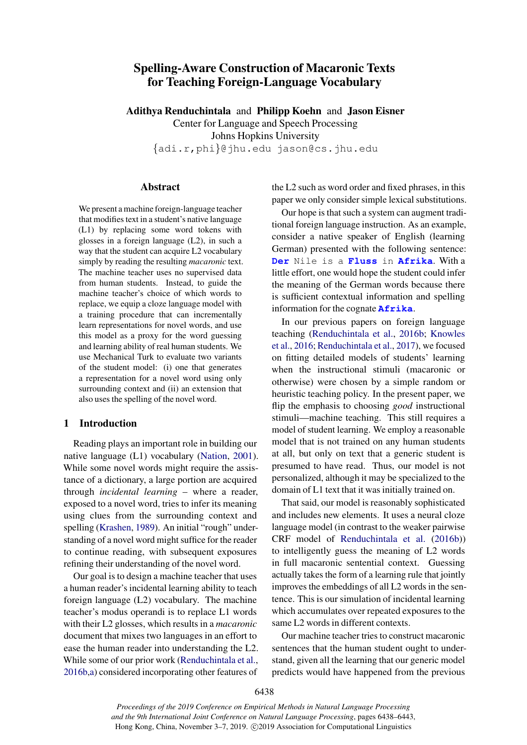# Spelling-Aware Construction of Macaronic Texts for Teaching Foreign-Language Vocabulary

**Adithya Renduchintala** and **Philipp Koehn** and **Jason Eisner**
Center for Language and Speech Processing
Johns Hopkins University
{adi.r,phi}@jhu.edu jason@cs.jhu.edu

## Abstract

We present a machine foreign-language teacher that modifies text in a student's native language (L1) by replacing some word tokens with glosses in a foreign language (L2), in such a way that the student can acquire L2 vocabulary simply by reading the resulting *macaronic* text. The machine teacher uses no supervised data from human students. Instead, to guide the machine teacher's choice of which words to replace, we equip a cloze language model with a training procedure that can incrementally learn representations for novel words, and use this model as a proxy for the word guessing and learning ability of real human students. We use Mechanical Turk to evaluate two variants of the student model: (i) one that generates a representation for a novel word using only surrounding context and (ii) an extension that also uses the spelling of the novel word.

## 1 Introduction

Reading plays an important role in building our native language (L1) vocabulary (Nation, 2001). While some novel words might require the assistance of a dictionary, a large portion are acquired through *incidental learning* – where a reader, exposed to a novel word, tries to infer its meaning using clues from the surrounding context and spelling (Krashen, 1989). An initial "rough" understanding of a novel word might suffice for the reader to continue reading, with subsequent exposures refining their understanding of the novel word.

Our goal is to design a machine teacher that uses a human reader's incidental learning ability to teach foreign language (L2) vocabulary. The machine teacher's modus operandi is to replace L1 words with their L2 glosses, which results in a *macaronic* document that mixes two languages in an effort to ease the human reader into understanding the L2. While some of our prior work (Renduchintala et al., 2016b,a) considered incorporating other features of the L2 such as word order and fixed phrases, in this paper we only consider simple lexical substitutions.

Our hope is that such a system can augment traditional foreign language instruction. As an example, consider a native speaker of English (learning German) presented with the following sentence: **Der** Nile is a **Fluss** in **Afrika**. With a little effort, one would hope the student could infer the meaning of the German words because there is sufficient contextual information and spelling information for the cognate **Afrika**.

In our previous papers on foreign language teaching (Renduchintala et al., 2016b; Knowles et al., 2016; Renduchintala et al., 2017), we focused on fitting detailed models of students' learning when the instructional stimuli (macaronic or otherwise) were chosen by a simple random or heuristic teaching policy. In the present paper, we flip the emphasis to choosing *good* instructional stimuli—machine teaching. This still requires a model of student learning. We employ a reasonable model that is not trained on any human students at all, but only on text that a generic student is presumed to have read. Thus, our model is not personalized, although it may be specialized to the domain of L1 text that it was initially trained on.

That said, our model is reasonably sophisticated and includes new elements. It uses a neural cloze language model (in contrast to the weaker pairwise CRF model of Renduchintala et al. (2016b)) to intelligently guess the meaning of L2 words in full macaronic sentential context. Guessing actually takes the form of a learning rule that jointly improves the embeddings of all L2 words in the sentence. This is our simulation of incidental learning which accumulates over repeated exposures to the same L2 words in different contexts.

Our machine teacher tries to construct macaronic sentences that the human student ought to understand, given all the learning that our generic model predicts would have happened from the previous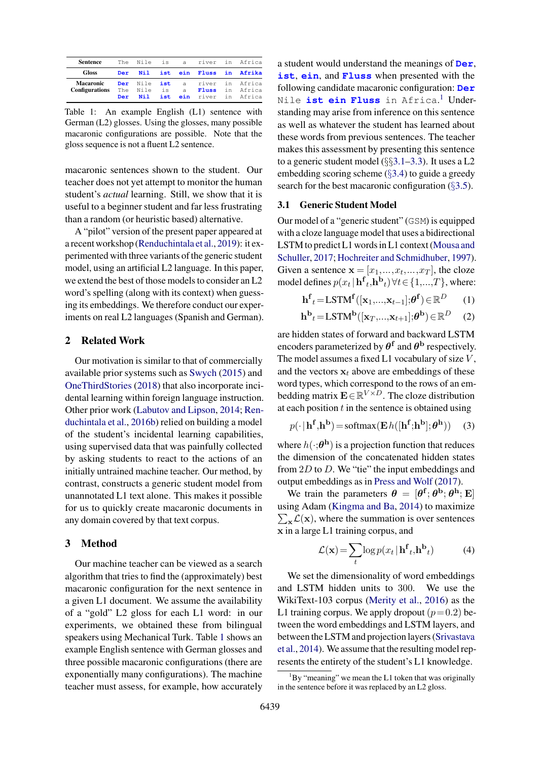| Sentence | The | Nile | is | a | river | in | Africa |
|---|---|---|---|---|---|---|---|
| Gloss | **Der** | **Nil** | **ist** | **ein** | **Fluss** | **in** | **Afrika** |
| Macaronic Configurations | **Der** | Nile | **ist** | a | river | in | Africa |
| | The | Nile | is | a | **Fluss** | in | Africa |
| | **Der** | **Nil** | **ist** | **ein** | river | in | Africa |

Table 1: An example English (L1) sentence with German (L2) glosses. Using the glosses, many possible macaronic configurations are possible. Note that the gloss sequence is not a fluent L2 sentence.

macaronic sentences shown to the student. Our teacher does not yet attempt to monitor the human student's *actual* learning. Still, we show that it is useful to a beginner student and far less frustrating than a random (or heuristic based) alternative.

A "pilot" version of the present paper appeared at a recent workshop (Renduchintala et al., 2019): it experimented with three variants of the generic student model, using an artificial L2 language. In this paper, we extend the best of those models to consider an L2 word's spelling (along with its context) when guessing its embeddings. We therefore conduct our experiments on real L2 languages (Spanish and German).

## 2 Related Work

Our motivation is similar to that of commercially available prior systems such as Swych (2015) and OneThirdStories (2018) that also incorporate incidental learning within foreign language instruction. Other prior work (Labutov and Lipson, 2014; Renduchintala et al., 2016b) relied on building a model of the student's incidental learning capabilities, using supervised data that was painfully collected by asking students to react to the actions of an initially untrained machine teacher. Our method, by contrast, constructs a generic student model from unannotated L1 text alone. This makes it possible for us to quickly create macaronic documents in any domain covered by that text corpus.

## 3 Method

Our machine teacher can be viewed as a search algorithm that tries to find the (approximately) best macaronic configuration for the next sentence in a given L1 document. We assume the availability of a "gold" L2 gloss for each L1 word: in our experiments, we obtained these from bilingual speakers using Mechanical Turk. Table 1 shows an example English sentence with German glosses and three possible macaronic configurations (there are exponentially many configurations). The machine teacher must assess, for example, how accurately a student would understand the meanings of **Der**, **ist**, **ein**, and **Fluss** when presented with the following candidate macaronic configuration: **Der** Nile **ist ein Fluss** in Africa.[1] Understanding may arise from inference on this sentence as well as whatever the student has learned about these words from previous sentences. The teacher makes this assessment by presenting this sentence to a generic student model (§§3.1–3.3). It uses a L2 embedding scoring scheme (§3.4) to guide a greedy search for the best macaronic configuration (§3.5).

### 3.1 Generic Student Model

Our model of a "generic student" (GSM) is equipped with a cloze language model that uses a bidirectional LSTM to predict L1 words in L1 context (Mousa and Schuller, 2017; Hochreiter and Schmidhuber, 1997). Given a sentence $\mathbf{x} = [x_1, \ldots, x_t, \ldots, x_T]$, the cloze model defines $p(x_t \mid \mathbf{h^f}_t, \mathbf{h^b}_t)\, \forall t \in \{1, \ldots, T\}$, where:

$$\mathbf{h^f}_t = \text{LSTM}^{\mathbf{f}}([\mathbf{x}_1, \ldots, \mathbf{x}_{t-1}]; \boldsymbol{\theta}^{\mathbf{f}}) \in \mathbb{R}^D \qquad (1)$$

$$\mathbf{h^b}_t = \text{LSTM}^{\mathbf{b}}([\mathbf{x}_T, \ldots, \mathbf{x}_{t+1}]; \boldsymbol{\theta}^{\mathbf{b}}) \in \mathbb{R}^D \qquad (2)$$

are hidden states of forward and backward LSTM encoders parameterized by $\boldsymbol{\theta}^{\mathbf{f}}$ and $\boldsymbol{\theta}^{\mathbf{b}}$ respectively. The model assumes a fixed L1 vocabulary of size $V$, and the vectors $\mathbf{x}_t$ above are embeddings of these word types, which correspond to the rows of an embedding matrix $\mathbf{E} \in \mathbb{R}^{V \times D}$. The cloze distribution at each position $t$ in the sentence is obtained using

$$p(\cdot \mid \mathbf{h^f}, \mathbf{h^b}) = \text{softmax}(\mathbf{E}\, h([\mathbf{h^f}; \mathbf{h^b}]; \boldsymbol{\theta}^{\mathbf{h}})) \qquad (3)$$

where $h(\cdot; \boldsymbol{\theta}^{\mathbf{h}})$ is a projection function that reduces the dimension of the concatenated hidden states from $2D$ to $D$. We "tie" the input embeddings and output embeddings as in Press and Wolf (2017).

We train the parameters $\boldsymbol{\theta} = [\boldsymbol{\theta}^{\mathbf{f}}; \boldsymbol{\theta}^{\mathbf{b}}; \boldsymbol{\theta}^{\mathbf{h}}; \mathbf{E}]$ using Adam (Kingma and Ba, 2014) to maximize $\sum_{\mathbf{x}} \mathcal{L}(\mathbf{x})$, where the summation is over sentences $\mathbf{x}$ in a large L1 training corpus, and

$$\mathcal{L}(\mathbf{x}) = \sum_t \log p(x_t \mid \mathbf{h^f}_t, \mathbf{h^b}_t) \qquad (4)$$

We set the dimensionality of word embeddings and LSTM hidden units to 300. We use the WikiText-103 corpus (Merity et al., 2016) as the L1 training corpus. We apply dropout ($p = 0.2$) between the word embeddings and LSTM layers, and between the LSTM and projection layers (Srivastava et al., 2014). We assume that the resulting model represents the entirety of the student's L1 knowledge.

[1] By "meaning" we mean the L1 token that was originally in the sentence before it was replaced by an L2 gloss.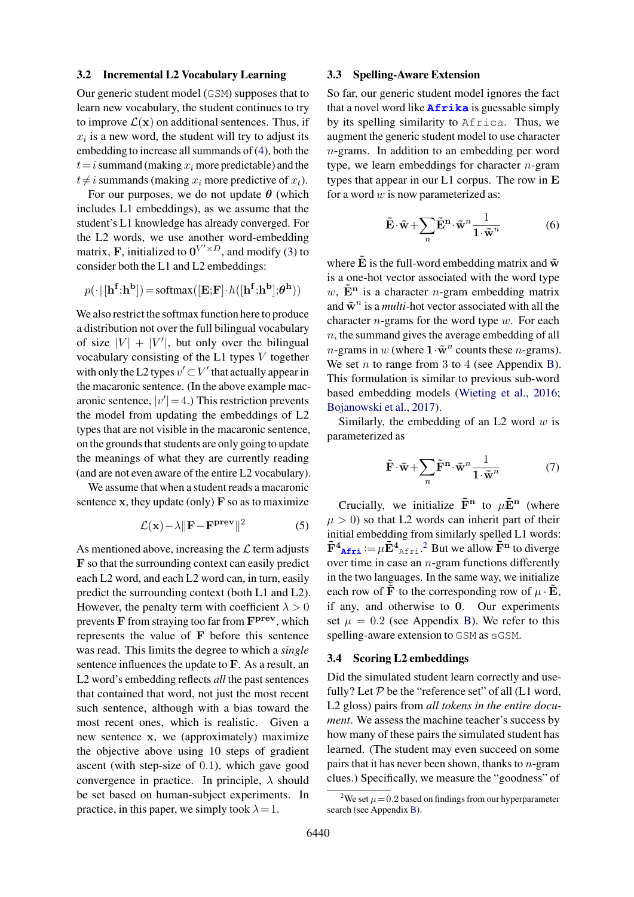### 3.2 Incremental L2 Vocabulary Learning

Our generic student model (GSM) supposes that to learn new vocabulary, the student continues to try to improve $\mathcal{L}(\mathbf{x})$ on additional sentences. Thus, if $x_i$ is a new word, the student will try to adjust its embedding to increase all summands of (4), both the $t=i$ summand (making $x_i$ more predictable) and the $t \neq i$ summands (making $x_i$ more predictive of $x_t$).

For our purposes, we do not update $\boldsymbol{\theta}$ (which includes L1 embeddings), as we assume that the student's L1 knowledge has already converged. For the L2 words, we use another word-embedding matrix, $\mathbf{F}$, initialized to $\mathbf{0}^{V' \times D}$, and modify (3) to consider both the L1 and L2 embeddings:

$$p(\cdot \mid [\mathbf{h^f};\mathbf{h^b}]) = \text{softmax}([\mathbf{E};\mathbf{F}] \cdot h([\mathbf{h^f};\mathbf{h^b}];\boldsymbol{\theta}^\mathbf{h}))$$

We also restrict the softmax function here to produce a distribution not over the full bilingual vocabulary of size $|V| + |V'|$, but only over the bilingual vocabulary consisting of the L1 types $V$ together with only the L2 types $v' \subset V'$ that actually appear in the macaronic sentence. (In the above example macaronic sentence, $|v'| = 4$.) This restriction prevents the model from updating the embeddings of L2 types that are not visible in the macaronic sentence, on the grounds that students are only going to update the meanings of what they are currently reading (and are not even aware of the entire L2 vocabulary).

We assume that when a student reads a macaronic sentence $\mathbf{x}$, they update (only) $\mathbf{F}$ so as to maximize

$$\mathcal{L}(\mathbf{x}) - \lambda \|\mathbf{F} - \mathbf{F^{prev}}\|^2 \tag{5}$$

As mentioned above, increasing the $\mathcal{L}$ term adjusts $\mathbf{F}$ so that the surrounding context can easily predict each L2 word, and each L2 word can, in turn, easily predict the surrounding context (both L1 and L2). However, the penalty term with coefficient $\lambda > 0$ prevents $\mathbf{F}$ from straying too far from $\mathbf{F^{prev}}$, which represents the value of $\mathbf{F}$ before this sentence was read. This limits the degree to which a *single* sentence influences the update to $\mathbf{F}$. As a result, an L2 word's embedding reflects *all* the past sentences that contained that word, not just the most recent such sentence, although with a bias toward the most recent ones, which is realistic. Given a new sentence $\mathbf{x}$, we (approximately) maximize the objective above using 10 steps of gradient ascent (with step-size of 0.1), which gave good convergence in practice. In principle, $\lambda$ should be set based on human-subject experiments. In practice, in this paper, we simply took $\lambda = 1$.

### 3.3 Spelling-Aware Extension

So far, our generic student model ignores the fact that a novel word like **Afrika** is guessable simply by its spelling similarity to Africa. Thus, we augment the generic student model to use character $n$-grams. In addition to an embedding per word type, we learn embeddings for character $n$-gram types that appear in our L1 corpus. The row in $\mathbf{E}$ for a word $w$ is now parameterized as:

$$\tilde{\mathbf{E}} \cdot \tilde{\mathbf{w}} + \sum_n \tilde{\mathbf{E}}^\mathbf{n} \cdot \tilde{\mathbf{w}}^n \frac{1}{\mathbf{1} \cdot \tilde{\mathbf{w}}^n} \tag{6}$$

where $\tilde{\mathbf{E}}$ is the full-word embedding matrix and $\tilde{\mathbf{w}}$ is a one-hot vector associated with the word type $w$, $\tilde{\mathbf{E}}^\mathbf{n}$ is a character $n$-gram embedding matrix and $\tilde{\mathbf{w}}^n$ is a *multi*-hot vector associated with all the character $n$-grams for the word type $w$. For each $n$, the summand gives the average embedding of all $n$-grams in $w$ (where $\mathbf{1} \cdot \tilde{\mathbf{w}}^n$ counts these $n$-grams). We set $n$ to range from 3 to 4 (see Appendix B). This formulation is similar to previous sub-word based embedding models (Wieting et al., 2016; Bojanowski et al., 2017).

Similarly, the embedding of an L2 word $w$ is parameterized as

$$\tilde{\mathbf{F}} \cdot \tilde{\mathbf{w}} + \sum_n \tilde{\mathbf{F}}^\mathbf{n} \cdot \tilde{\mathbf{w}}^n \frac{1}{\mathbf{1} \cdot \tilde{\mathbf{w}}^n} \tag{7}$$

Crucially, we initialize $\tilde{\mathbf{F}}^\mathbf{n}$ to $\mu \tilde{\mathbf{E}}^\mathbf{n}$ (where $\mu > 0$) so that L2 words can inherit part of their initial embedding from similarly spelled L1 words: $\tilde{\mathbf{F}}^\mathbf{4}_{\texttt{Afri}} := \mu \tilde{\mathbf{E}}^\mathbf{4}_{\texttt{Afri}}$.[2] But we allow $\tilde{\mathbf{F}}^\mathbf{n}$ to diverge over time in case an $n$-gram functions differently in the two languages. In the same way, we initialize each row of $\tilde{\mathbf{F}}$ to the corresponding row of $\mu \cdot \tilde{\mathbf{E}}$, if any, and otherwise to $\mathbf{0}$. Our experiments set $\mu = 0.2$ (see Appendix B). We refer to this spelling-aware extension to GSM as sGSM.

### 3.4 Scoring L2 embeddings

Did the simulated student learn correctly and usefully? Let $\mathcal{P}$ be the "reference set" of all (L1 word, L2 gloss) pairs from *all tokens in the entire document*. We assess the machine teacher's success by how many of these pairs the simulated student has learned. (The student may even succeed on some pairs that it has never been shown, thanks to $n$-gram clues.) Specifically, we measure the "goodness" of

[2] We set $\mu = 0.2$ based on findings from our hyperparameter search (see Appendix B).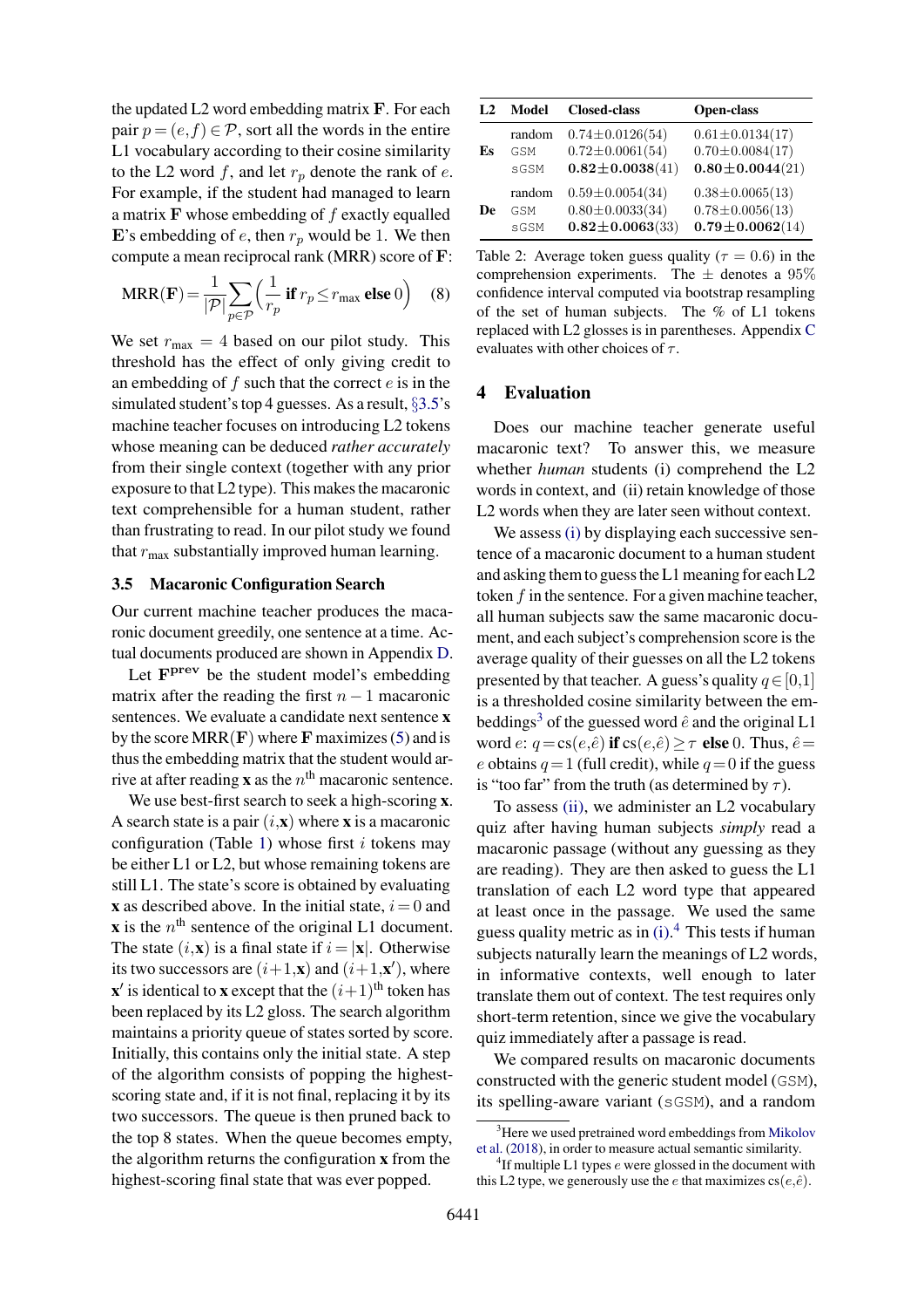the updated L2 word embedding matrix $\mathbf{F}$. For each pair $p = (e, f) \in \mathcal{P}$, sort all the words in the entire L1 vocabulary according to their cosine similarity to the L2 word $f$, and let $r_p$ denote the rank of $e$. For example, if the student had managed to learn a matrix $\mathbf{F}$ whose embedding of $f$ exactly equalled $\mathbf{E}$'s embedding of $e$, then $r_p$ would be 1. We then compute a mean reciprocal rank (MRR) score of $\mathbf{F}$:

$$\text{MRR}(\mathbf{F}) = \frac{1}{|\mathcal{P}|} \sum_{p \in \mathcal{P}} \Big( \frac{1}{r_p} \textbf{ if } r_p \le r_{\max} \textbf{ else } 0 \Big) \quad (8)$$

We set $r_{\max} = 4$ based on our pilot study. This threshold has the effect of only giving credit to an embedding of $f$ such that the correct $e$ is in the simulated student's top 4 guesses. As a result, §3.5's machine teacher focuses on introducing L2 tokens whose meaning can be deduced *rather accurately* from their single context (together with any prior exposure to that L2 type). This makes the macaronic text comprehensible for a human student, rather than frustrating to read. In our pilot study we found that $r_{\max}$ substantially improved human learning.

### 3.5 Macaronic Configuration Search

Our current machine teacher produces the macaronic document greedily, one sentence at a time. Actual documents produced are shown in Appendix D.

Let $\mathbf{F}^{\mathbf{prev}}$ be the student model's embedding matrix after the reading the first $n-1$ macaronic sentences. We evaluate a candidate next sentence $\mathbf{x}$ by the score $\text{MRR}(\mathbf{F})$ where $\mathbf{F}$ maximizes (5) and is thus the embedding matrix that the student would arrive at after reading $\mathbf{x}$ as the $n^{\text{th}}$ macaronic sentence.

We use best-first search to seek a high-scoring $\mathbf{x}$. A search state is a pair $(i, \mathbf{x})$ where $\mathbf{x}$ is a macaronic configuration (Table 1) whose first $i$ tokens may be either L1 or L2, but whose remaining tokens are still L1. The state's score is obtained by evaluating $\mathbf{x}$ as described above. In the initial state, $i = 0$ and $\mathbf{x}$ is the $n^{\text{th}}$ sentence of the original L1 document. The state $(i, \mathbf{x})$ is a final state if $i = |\mathbf{x}|$. Otherwise its two successors are $(i+1, \mathbf{x})$ and $(i+1, \mathbf{x}')$, where $\mathbf{x}'$ is identical to $\mathbf{x}$ except that the $(i+1)^{\text{th}}$ token has been replaced by its L2 gloss. The search algorithm maintains a priority queue of states sorted by score. Initially, this contains only the initial state. A step of the algorithm consists of popping the highest-scoring state and, if it is not final, replacing it by its two successors. The queue is then pruned back to the top 8 states. When the queue becomes empty, the algorithm returns the configuration $\mathbf{x}$ from the highest-scoring final state that was ever popped.

| L2 | Model | Closed-class | Open-class |
|---|---|---|---|
| Es | random | 0.74±0.0126(54) | 0.61±0.0134(17) |
| | GSM | 0.72±0.0061(54) | 0.70±0.0084(17) |
| | sGSM | **0.82±0.0038**(41) | **0.80±0.0044**(21) |
| De | random | 0.59±0.0054(34) | 0.38±0.0065(13) |
| | GSM | 0.80±0.0033(34) | 0.78±0.0056(13) |
| | sGSM | **0.82±0.0063**(33) | **0.79±0.0062**(14) |

Table 2: Average token guess quality ($\tau = 0.6$) in the comprehension experiments. The $\pm$ denotes a 95% confidence interval computed via bootstrap resampling of the set of human subjects. The % of L1 tokens replaced with L2 glosses is in parentheses. Appendix C evaluates with other choices of $\tau$.

## 4 Evaluation

Does our machine teacher generate useful macaronic text? To answer this, we measure whether *human* students (i) comprehend the L2 words in context, and (ii) retain knowledge of those L2 words when they are later seen without context.

We assess (i) by displaying each successive sentence of a macaronic document to a human student and asking them to guess the L1 meaning for each L2 token $f$ in the sentence. For a given machine teacher, all human subjects saw the same macaronic document, and each subject's comprehension score is the average quality of their guesses on all the L2 tokens presented by that teacher. A guess's quality $q \in [0,1]$ is a thresholded cosine similarity between the embeddings[3] of the guessed word $\hat{e}$ and the original L1 word $e$: $q = \text{cs}(e, \hat{e})$ **if** $\text{cs}(e, \hat{e}) \ge \tau$ **else** 0. Thus, $\hat{e} = e$ obtains $q = 1$ (full credit), while $q = 0$ if the guess is "too far" from the truth (as determined by $\tau$).

To assess (ii), we administer an L2 vocabulary quiz after having human subjects *simply* read a macaronic passage (without any guessing as they are reading). They are then asked to guess the L1 translation of each L2 word type that appeared at least once in the passage. We used the same guess quality metric as in (i).[4] This tests if human subjects naturally learn the meanings of L2 words, in informative contexts, well enough to later translate them out of context. The test requires only short-term retention, since we give the vocabulary quiz immediately after a passage is read.

We compared results on macaronic documents constructed with the generic student model (GSM), its spelling-aware variant (sGSM), and a random

[3] Here we used pretrained word embeddings from Mikolov et al. (2018), in order to measure actual semantic similarity.

[4] If multiple L1 types $e$ were glossed in the document with this L2 type, we generously use the $e$ that maximizes $\text{cs}(e, \hat{e})$.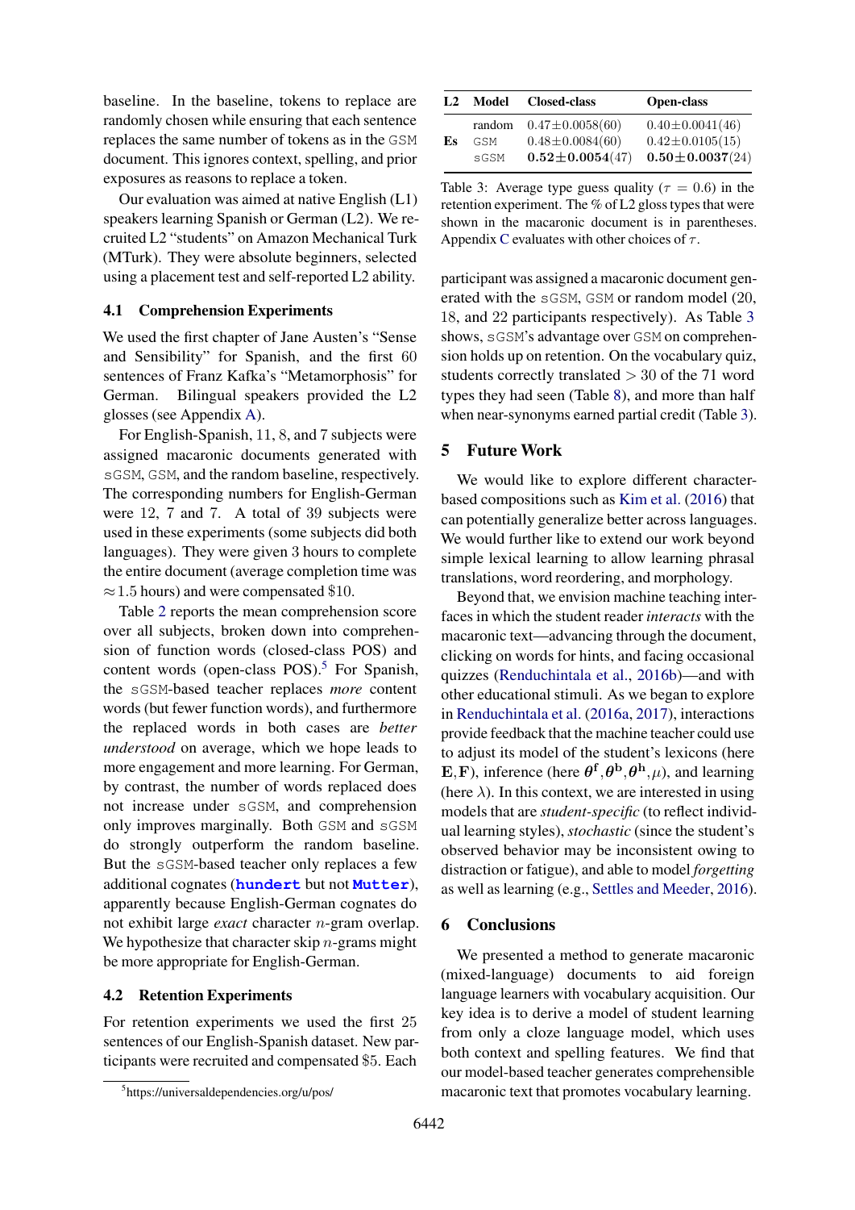baseline. In the baseline, tokens to replace are randomly chosen while ensuring that each sentence replaces the same number of tokens as in the GSM document. This ignores context, spelling, and prior exposures as reasons to replace a token.

Our evaluation was aimed at native English (L1) speakers learning Spanish or German (L2). We recruited L2 "students" on Amazon Mechanical Turk (MTurk). They were absolute beginners, selected using a placement test and self-reported L2 ability.

### 4.1 Comprehension Experiments

We used the first chapter of Jane Austen's "Sense and Sensibility" for Spanish, and the first 60 sentences of Franz Kafka's "Metamorphosis" for German. Bilingual speakers provided the L2 glosses (see Appendix A).

For English-Spanish, 11, 8, and 7 subjects were assigned macaronic documents generated with sGSM, GSM, and the random baseline, respectively. The corresponding numbers for English-German were 12, 7 and 7. A total of 39 subjects were used in these experiments (some subjects did both languages). They were given 3 hours to complete the entire document (average completion time was $\approx$1.5 hours) and were compensated \$10.

Table 2 reports the mean comprehension score over all subjects, broken down into comprehension of function words (closed-class POS) and content words (open-class POS).[5] For Spanish, the sGSM-based teacher replaces *more* content words (but fewer function words), and furthermore the replaced words in both cases are *better understood* on average, which we hope leads to more engagement and more learning. For German, by contrast, the number of words replaced does not increase under sGSM, and comprehension only improves marginally. Both GSM and sGSM do strongly outperform the random baseline. But the sGSM-based teacher only replaces a few additional cognates (**hundert** but not **Mutter**), apparently because English-German cognates do not exhibit large *exact* character $n$-gram overlap. We hypothesize that character skip $n$-grams might be more appropriate for English-German.

### 4.2 Retention Experiments

For retention experiments we used the first 25 sentences of our English-Spanish dataset. New participants were recruited and compensated \$5. Each participant was assigned a macaronic document generated with the sGSM, GSM or random model (20, 18, and 22 participants respectively). As Table 3 shows, sGSM's advantage over GSM on comprehension holds up on retention. On the vocabulary quiz, students correctly translated > 30 of the 71 word types they had seen (Table 8), and more than half when near-synonyms earned partial credit (Table 3).

| L2 | Model | Closed-class | Open-class |
|---|---|---|---|
| Es | random | 0.47±0.0058(60) | 0.40±0.0041(46) |
| | GSM | 0.48±0.0084(60) | 0.42±0.0105(15) |
| | sGSM | **0.52±0.0054**(47) | **0.50±0.0037**(24) |

Table 3: Average type guess quality ($\tau = 0.6$) in the retention experiment. The % of L2 gloss types that were shown in the macaronic document is in parentheses. Appendix C evaluates with other choices of $\tau$.

## 5 Future Work

We would like to explore different character-based compositions such as Kim et al. (2016) that can potentially generalize better across languages. We would further like to extend our work beyond simple lexical learning to allow learning phrasal translations, word reordering, and morphology.

Beyond that, we envision machine teaching interfaces in which the student reader *interacts* with the macaronic text—advancing through the document, clicking on words for hints, and facing occasional quizzes (Renduchintala et al., 2016b)—and with other educational stimuli. As we began to explore in Renduchintala et al. (2016a, 2017), interactions provide feedback that the machine teacher could use to adjust its model of the student's lexicons (here $\mathbf{E}, \mathbf{F}$), inference (here $\boldsymbol{\theta}^{\mathbf{f}}, \boldsymbol{\theta}^{\mathbf{b}}, \boldsymbol{\theta}^{\mathbf{h}}, \mu$), and learning (here $\lambda$). In this context, we are interested in using models that are *student-specific* (to reflect individual learning styles), *stochastic* (since the student's observed behavior may be inconsistent owing to distraction or fatigue), and able to model *forgetting* as well as learning (e.g., Settles and Meeder, 2016).

## 6 Conclusions

We presented a method to generate macaronic (mixed-language) documents to aid foreign language learners with vocabulary acquisition. Our key idea is to derive a model of student learning from only a cloze language model, which uses both context and spelling features. We find that our model-based teacher generates comprehensible macaronic text that promotes vocabulary learning.

[5] https://universaldependencies.org/u/pos/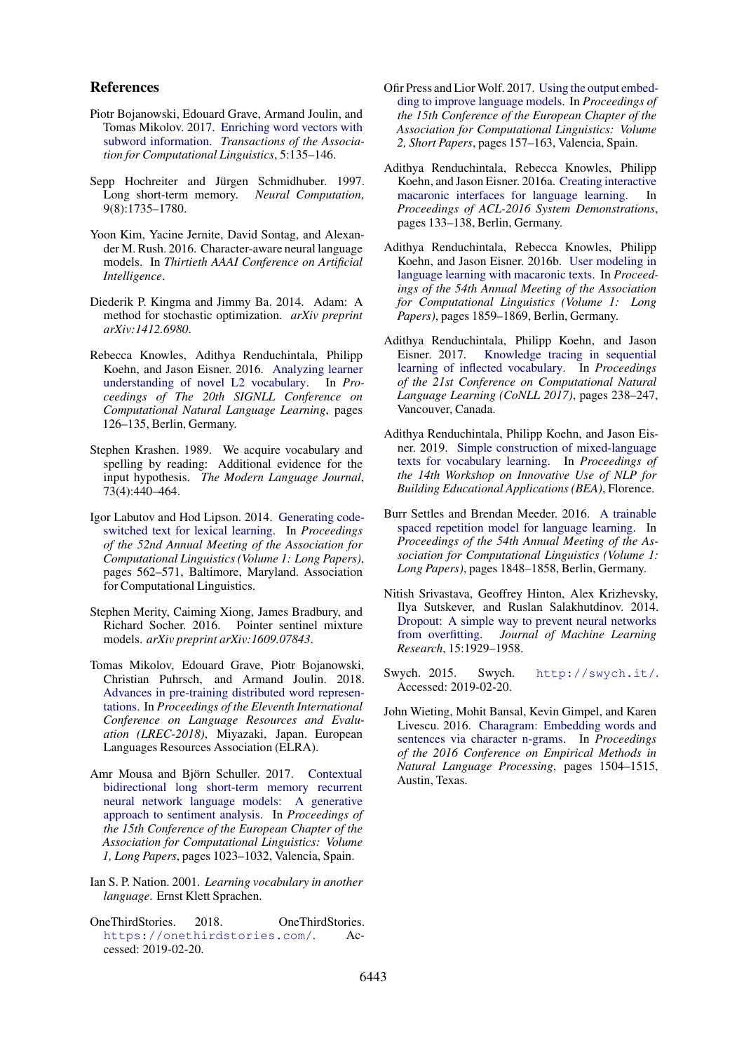## References

Piotr Bojanowski, Edouard Grave, Armand Joulin, and Tomas Mikolov. 2017. Enriching word vectors with subword information. *Transactions of the Association for Computational Linguistics*, 5:135–146.

Sepp Hochreiter and Jürgen Schmidhuber. 1997. Long short-term memory. *Neural Computation*, 9(8):1735–1780.

Yoon Kim, Yacine Jernite, David Sontag, and Alexander M. Rush. 2016. Character-aware neural language models. In *Thirtieth AAAI Conference on Artificial Intelligence*.

Diederik P. Kingma and Jimmy Ba. 2014. Adam: A method for stochastic optimization. *arXiv preprint arXiv:1412.6980*.

Rebecca Knowles, Adithya Renduchintala, Philipp Koehn, and Jason Eisner. 2016. Analyzing learner understanding of novel L2 vocabulary. In *Proceedings of The 20th SIGNLL Conference on Computational Natural Language Learning*, pages 126–135, Berlin, Germany.

Stephen Krashen. 1989. We acquire vocabulary and spelling by reading: Additional evidence for the input hypothesis. *The Modern Language Journal*, 73(4):440–464.

Igor Labutov and Hod Lipson. 2014. Generating code-switched text for lexical learning. In *Proceedings of the 52nd Annual Meeting of the Association for Computational Linguistics (Volume 1: Long Papers)*, pages 562–571, Baltimore, Maryland. Association for Computational Linguistics.

Stephen Merity, Caiming Xiong, James Bradbury, and Richard Socher. 2016. Pointer sentinel mixture models. *arXiv preprint arXiv:1609.07843*.

Tomas Mikolov, Edouard Grave, Piotr Bojanowski, Christian Puhrsch, and Armand Joulin. 2018. Advances in pre-training distributed word representations. In *Proceedings of the Eleventh International Conference on Language Resources and Evaluation (LREC-2018)*, Miyazaki, Japan. European Languages Resources Association (ELRA).

Amr Mousa and Björn Schuller. 2017. Contextual bidirectional long short-term memory recurrent neural network language models: A generative approach to sentiment analysis. In *Proceedings of the 15th Conference of the European Chapter of the Association for Computational Linguistics: Volume 1, Long Papers*, pages 1023–1032, Valencia, Spain.

Ian S. P. Nation. 2001. *Learning vocabulary in another language*. Ernst Klett Sprachen.

OneThirdStories. 2018. OneThirdStories. https://onethirdstories.com/. Accessed: 2019-02-20.

Ofir Press and Lior Wolf. 2017. Using the output embedding to improve language models. In *Proceedings of the 15th Conference of the European Chapter of the Association for Computational Linguistics: Volume 2, Short Papers*, pages 157–163, Valencia, Spain.

Adithya Renduchintala, Rebecca Knowles, Philipp Koehn, and Jason Eisner. 2016a. Creating interactive macaronic interfaces for language learning. In *Proceedings of ACL-2016 System Demonstrations*, pages 133–138, Berlin, Germany.

Adithya Renduchintala, Rebecca Knowles, Philipp Koehn, and Jason Eisner. 2016b. User modeling in language learning with macaronic texts. In *Proceedings of the 54th Annual Meeting of the Association for Computational Linguistics (Volume 1: Long Papers)*, pages 1859–1869, Berlin, Germany.

Adithya Renduchintala, Philipp Koehn, and Jason Eisner. 2017. Knowledge tracing in sequential learning of inflected vocabulary. In *Proceedings of the 21st Conference on Computational Natural Language Learning (CoNLL 2017)*, pages 238–247, Vancouver, Canada.

Adithya Renduchintala, Philipp Koehn, and Jason Eisner. 2019. Simple construction of mixed-language texts for vocabulary learning. In *Proceedings of the 14th Workshop on Innovative Use of NLP for Building Educational Applications (BEA)*, Florence.

Burr Settles and Brendan Meeder. 2016. A trainable spaced repetition model for language learning. In *Proceedings of the 54th Annual Meeting of the Association for Computational Linguistics (Volume 1: Long Papers)*, pages 1848–1858, Berlin, Germany.

Nitish Srivastava, Geoffrey Hinton, Alex Krizhevsky, Ilya Sutskever, and Ruslan Salakhutdinov. 2014. Dropout: A simple way to prevent neural networks from overfitting. *Journal of Machine Learning Research*, 15:1929–1958.

Swych. 2015. Swych. http://swych.it/. Accessed: 2019-02-20.

John Wieting, Mohit Bansal, Kevin Gimpel, and Karen Livescu. 2016. Charagram: Embedding words and sentences via character n-grams. In *Proceedings of the 2016 Conference on Empirical Methods in Natural Language Processing*, pages 1504–1515, Austin, Texas.